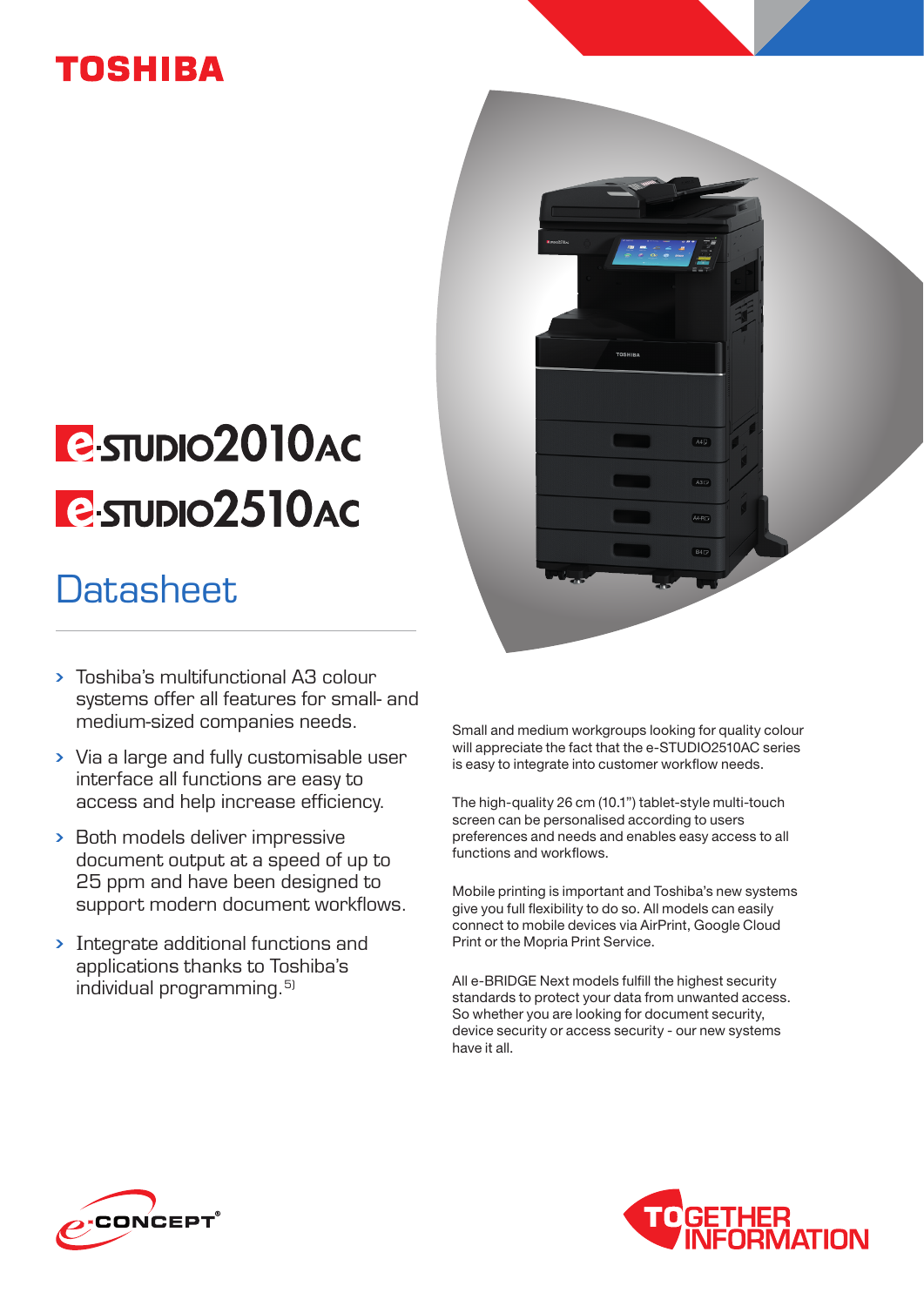TOSHIBA

# e-STUDIO2010AC
# e-STUDIO2510AC

## Datasheet

- Toshiba's multifunctional A3 colour systems offer all features for small- and medium-sized companies needs.
- Via a large and fully customisable user interface all functions are easy to access and help increase efficiency.
- Both models deliver impressive document output at a speed of up to 25 ppm and have been designed to support modern document workflows.
- Integrate additional functions and applications thanks to Toshiba's individual programming.[5)]

Small and medium workgroups looking for quality colour will appreciate the fact that the e-STUDIO2510AC series is easy to integrate into customer workflow needs.

The high-quality 26 cm (10.1") tablet-style multi-touch screen can be personalised according to users preferences and needs and enables easy access to all functions and workflows.

Mobile printing is important and Toshiba's new systems give you full flexibility to do so. All models can easily connect to mobile devices via AirPrint, Google Cloud Print or the Mopria Print Service.

All e-BRIDGE Next models fulfill the highest security standards to protect your data from unwanted access. So whether you are looking for document security, device security or access security - our new systems have it all.

e-CONCEPT®

TOGETHER INFORMATION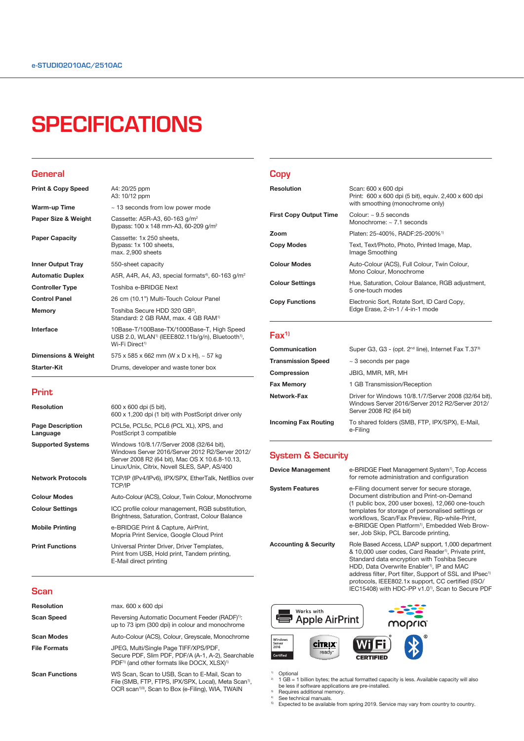# SPECIFICATIONS

## General

| | |
|---|---|
| **Print & Copy Speed** | A4: 20/25 ppm<br>A3: 10/12 ppm |
| **Warm-up Time** | ~ 13 seconds from low power mode |
| **Paper Size & Weight** | Cassette: A5R-A3, 60-163 g/m²<br>Bypass: 100 x 148 mm-A3, 60-209 g/m² |
| **Paper Capacity** | Cassette: 1x 250 sheets,<br>Bypass: 1x 100 sheets,<br>max. 2,900 sheets |
| **Inner Output Tray** | 550-sheet capacity |
| **Automatic Duplex** | A5R, A4R, A4, A3, special formats[4], 60-163 g/m² |
| **Controller Type** | Toshiba e-BRIDGE Next |
| **Control Panel** | 26 cm (10.1") Multi-Touch Colour Panel |
| **Memory** | Toshiba Secure HDD 320 GB[2],<br>Standard: 2 GB RAM, max. 4 GB RAM[1] |
| **Interface** | 10Base-T/100Base-TX/1000Base-T, High Speed USB 2.0, WLAN[1] (IEEE802.11b/g/n), Bluetooth[1], Wi-Fi Direct[1] |
| **Dimensions & Weight** | 575 x 585 x 662 mm (W x D x H), ~ 57 kg |
| **Starter-Kit** | Drums, developer and waste toner box |

## Print

| | |
|---|---|
| **Resolution** | 600 x 600 dpi (5 bit),<br>600 x 1,200 dpi (1 bit) with PostScript driver only |
| **Page Description Language** | PCL5e, PCL5c, PCL6 (PCL XL), XPS, and PostScript 3 compatible |
| **Supported Systems** | Windows 10/8.1/7/Server 2008 (32/64 bit), Windows Server 2016/Server 2012 R2/Server 2012/ Server 2008 R2 (64 bit), Mac OS X 10.6.8-10.13, Linux/Unix, Citrix, Novell SLES, SAP, AS/400 |
| **Network Protocols** | TCP/IP (IPv4/IPv6), IPX/SPX, EtherTalk, NetBios over TCP/IP |
| **Colour Modes** | Auto-Colour (ACS), Colour, Twin Colour, Monochrome |
| **Colour Settings** | ICC profile colour management, RGB substitution, Brightness, Saturation, Contrast, Colour Balance |
| **Mobile Printing** | e-BRIDGE Print & Capture, AirPrint,<br>Mopria Print Service, Google Cloud Print |
| **Print Functions** | Universal Printer Driver, Driver Templates,<br>Print from USB, Hold print, Tandem printing,<br>E-Mail direct printing |

## Scan

| | |
|---|---|
| **Resolution** | max. 600 x 600 dpi |
| **Scan Speed** | Reversing Automatic Document Feeder (RADF)[1]:<br>up to 73 ipm (300 dpi) in colour and monochrome |
| **Scan Modes** | Auto-Colour (ACS), Colour, Greyscale, Monochrome |
| **File Formats** | JPEG, Multi/Single Page TIFF/XPS/PDF,<br>Secure PDF, Slim PDF, PDF/A (A-1, A-2), Searchable PDF[1] (and other formats like DOCX, XLSX)[1] |
| **Scan Functions** | WS Scan, Scan to USB, Scan to E-Mail, Scan to File (SMB, FTP, FTPS, IPX/SPX, Local), Meta Scan[1], OCR scan[1][3], Scan to Box (e-Filing), WIA, TWAIN |

## Copy

| | |
|---|---|
| **Resolution** | Scan: 600 x 600 dpi<br>Print: 600 x 600 dpi (5 bit), equiv. 2,400 x 600 dpi with smoothing (monochrome only) |
| **First Copy Output Time** | Colour: ~ 9.5 seconds<br>Monochrome: ~ 7.1 seconds |
| **Zoom** | Platen: 25-400%, RADF:25-200%[1] |
| **Copy Modes** | Text, Text/Photo, Photo, Printed Image, Map, Image Smoothing |
| **Colour Modes** | Auto-Colour (ACS), Full Colour, Twin Colour, Mono Colour, Monochrome |
| **Colour Settings** | Hue, Saturation, Colour Balance, RGB adjustment, 5 one-touch modes |
| **Copy Functions** | Electronic Sort, Rotate Sort, ID Card Copy, Edge Erase, 2-in-1 / 4-in-1 mode |

## Fax[1]

| | |
|---|---|
| **Communication** | Super G3, G3 - (opt. 2nd line), Internet Fax T.37[3] |
| **Transmission Speed** | ~ 3 seconds per page |
| **Compression** | JBIG, MMR, MR, MH |
| **Fax Memory** | 1 GB Transmission/Reception |
| **Network-Fax** | Driver for Windows 10/8.1/7/Server 2008 (32/64 bit), Windows Server 2016/Server 2012 R2/Server 2012/ Server 2008 R2 (64 bit) |
| **Incoming Fax Routing** | To shared folders (SMB, FTP, IPX/SPX), E-Mail, e-Filing |

## System & Security

| | |
|---|---|
| **Device Management** | e-BRIDGE Fleet Management System[1], Top Access for remote administration and configuration |
| **System Features** | e-Filing document server for secure storage, Document distribution and Print-on-Demand (1 public box, 200 user boxes), 12,060 one-touch templates for storage of personalised settings or workflows, Scan/Fax Preview, Rip-while-Print, e-BRIDGE Open Platform[1], Embedded Web Browser, Job Skip, PCL Barcode printing, |
| **Accounting & Security** | Role Based Access, LDAP support, 1,000 department & 10,000 user codes, Card Reader[1], Private print, Standard data encryption with Toshiba Secure HDD, Data Overwrite Enabler[1], IP and MAC address filter, Port filter, Support of SSL and IPsec[1] protocols, IEEE802.1x support, CC certified (ISO/ IEC15408) with HDC-PP v1.0[1], Scan to Secure PDF |

Works with Apple AirPrint · mopria · Windows Server 2016 Certified · CITRIX ready · Wi-Fi CERTIFIED · Bluetooth

[1] Optional
[2] 1 GB = 1 billion bytes; the actual formatted capacity is less. Available capacity will also be less if software applications are pre-installed.
[3] Requires additional memory.
[4] See technical manuals.
[5] Expected to be available from spring 2019. Service may vary from country to country.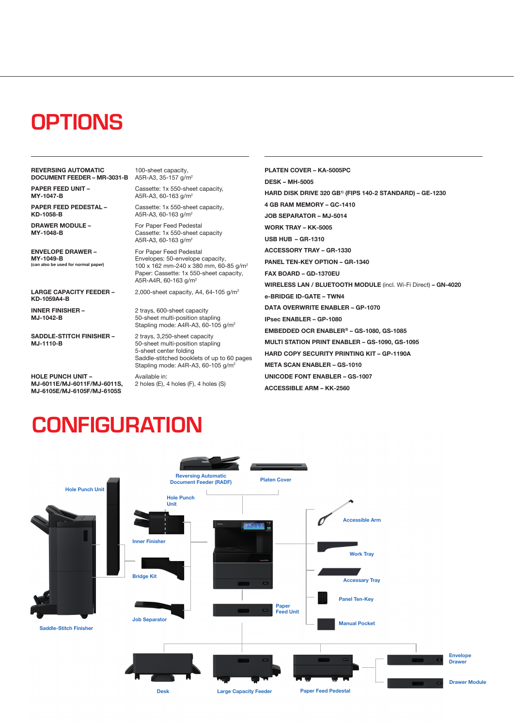# OPTIONS

| | |
|---|---|
| **REVERSING AUTOMATIC DOCUMENT FEEDER – MR-3031-B** | 100-sheet capacity, A5R-A3, 35-157 g/m² |
| **PAPER FEED UNIT – MY-1047-B** | Cassette: 1x 550-sheet capacity, A5R-A3, 60-163 g/m² |
| **PAPER FEED PEDESTAL – KD-1058-B** | Cassette: 1x 550-sheet capacity, A5R-A3, 60-163 g/m² |
| **DRAWER MODULE – MY-1048-B** | For Paper Feed Pedestal<br>Cassette: 1x 550-sheet capacity<br>A5R-A3, 60-163 g/m² |
| **ENVELOPE DRAWER – MY-1049-B** (can also be used for normal paper) | For Paper Feed Pedestal<br>Envelopes: 50-envelope capacity, 100 x 162 mm-240 x 380 mm, 60-85 g/m²<br>Paper: Cassette: 1x 550-sheet capacity, A5R-A4R, 60-163 g/m² |
| **LARGE CAPACITY FEEDER – KD-1059A4-B** | 2,000-sheet capacity, A4, 64-105 g/m² |
| **INNER FINISHER – MJ-1042-B** | 2 trays, 600-sheet capacity<br>50-sheet multi-position stapling<br>Stapling mode: A4R-A3, 60-105 g/m² |
| **SADDLE-STITCH FINISHER – MJ-1110-B** | 2 trays, 3,250-sheet capacity<br>50-sheet multi-position stapling<br>5-sheet center folding<br>Saddle-stitched booklets of up to 60 pages<br>Stapling mode: A4R-A3, 60-105 g/m² |
| **HOLE PUNCH UNIT – MJ-6011E/MJ-6011F/MJ-6011S, MJ-6105E/MJ-6105F/MJ-6105S** | Available in:<br>2 holes (E), 4 holes (F), 4 holes (S) |

**PLATEN COVER – KA-5005PC**

**DESK – MH-5005**

**HARD DISK DRIVE 320 GB[1] (FIPS 140-2 STANDARD) – GE-1230**

**4 GB RAM MEMORY – GC-1410**

**JOB SEPARATOR – MJ-5014**

**WORK TRAY – KK-5005**

**USB HUB – GR-1310**

**ACCESSORY TRAY – GR-1330**

**PANEL TEN-KEY OPTION – GR-1340**

**FAX BOARD – GD-1370EU**

**WIRELESS LAN / BLUETOOTH MODULE** (incl. Wi-Fi Direct) **– GN-4020**

**e-BRIDGE ID-GATE – TWN4**

**DATA OVERWRITE ENABLER – GP-1070**

**IPsec ENABLER – GP-1080**

**EMBEDDED OCR ENABLER[3] – GS-1080, GS-1085**

**MULTI STATION PRINT ENABLER – GS-1090, GS-1095**

**HARD COPY SECURITY PRINTING KIT – GP-1190A**

**META SCAN ENABLER – GS-1010**

**UNICODE FONT ENABLER – GS-1007**

**ACCESSIBLE ARM – KK-2560**

# CONFIGURATION

Reversing Automatic Document Feeder (RADF)
Platen Cover
Hole Punch Unit
Hole Punch Unit
Inner Finisher
Bridge Kit
Job Separator
Saddle-Stitch Finisher
Accessible Arm
Work Tray
Accessory Tray
Panel Ten-Key
Manual Pocket
Paper Feed Unit
Desk
Large Capacity Feeder
Paper Feed Pedestal
Envelope Drawer
Drawer Module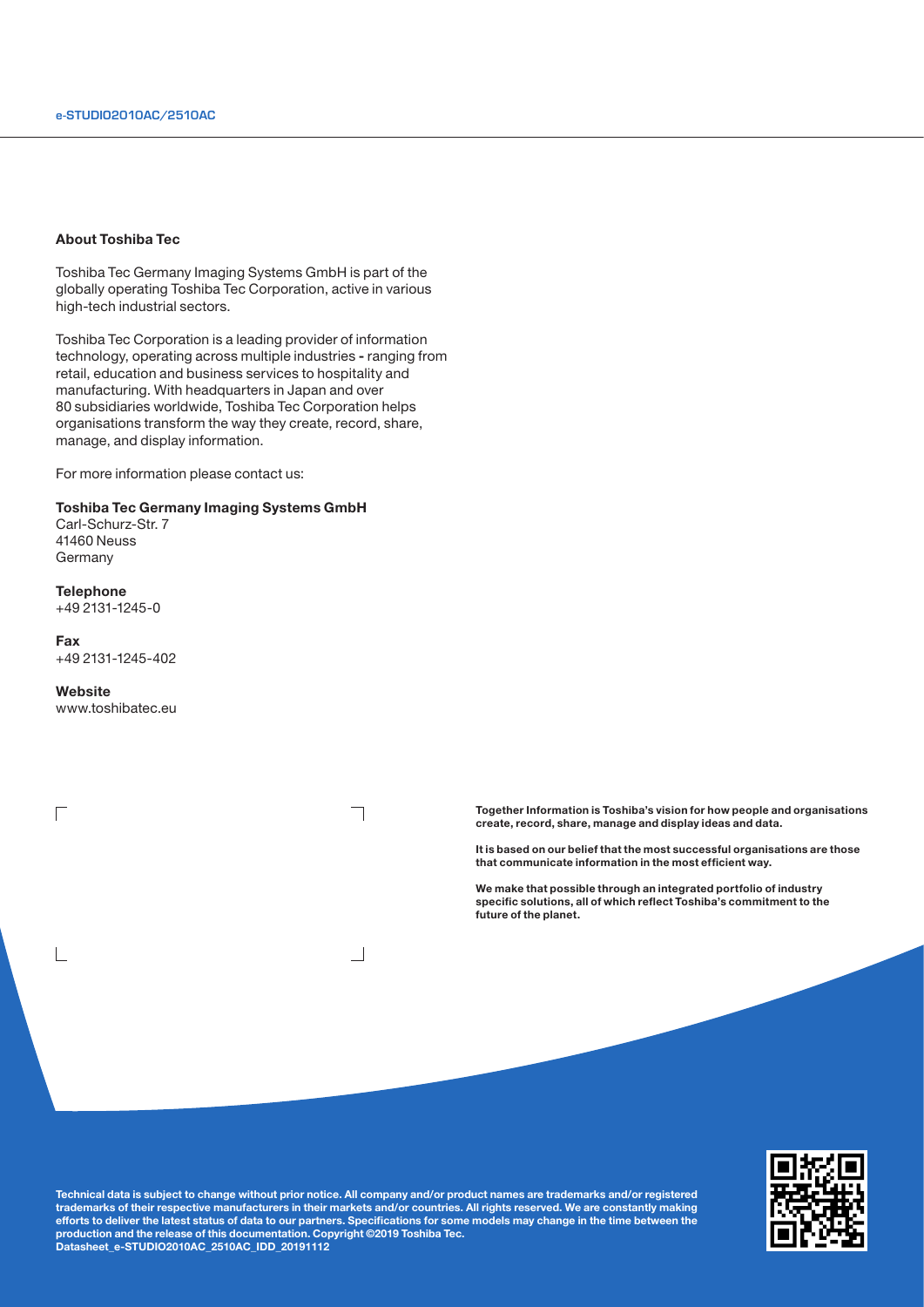## About Toshiba Tec

Toshiba Tec Germany Imaging Systems GmbH is part of the globally operating Toshiba Tec Corporation, active in various high-tech industrial sectors.

Toshiba Tec Corporation is a leading provider of information technology, operating across multiple industries - ranging from retail, education and business services to hospitality and manufacturing. With headquarters in Japan and over 80 subsidiaries worldwide, Toshiba Tec Corporation helps organisations transform the way they create, record, share, manage, and display information.

For more information please contact us:

**Toshiba Tec Germany Imaging Systems GmbH**
Carl-Schurz-Str. 7
41460 Neuss
Germany

**Telephone**
+49 2131-1245-0

**Fax**
+49 2131-1245-402

**Website**
www.toshibatec.eu

**Together Information is Toshiba's vision for how people and organisations create, record, share, manage and display ideas and data.**

**It is based on our belief that the most successful organisations are those that communicate information in the most efficient way.**

**We make that possible through an integrated portfolio of industry specific solutions, all of which reflect Toshiba's commitment to the future of the planet.**

**Technical data is subject to change without prior notice. All company and/or product names are trademarks and/or registered trademarks of their respective manufacturers in their markets and/or countries. All rights reserved. We are constantly making efforts to deliver the latest status of data to our partners. Specifications for some models may change in the time between the production and the release of this documentation. Copyright ©2019 Toshiba Tec.**
**Datasheet_e-STUDIO2010AC_2510AC_IDD_20191112**